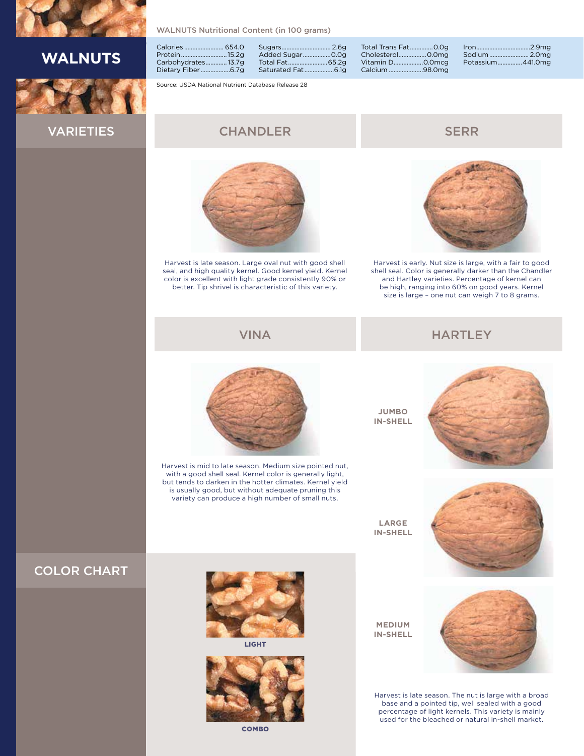# WALNUTS

WALNUTS Nutritional Content (in 100 grams)

| Nutrient | Amount | Nutrient | Amount | Nutrient | Amount | Nutrient | Amount |
|---|---|---|---|---|---|---|---|
| Calories | 654.0 | Sugars | 2.6g | Total Trans Fat | 0.0g | Iron | 2.9mg |
| Protein | 15.2g | Added Sugar | 0.0g | Cholesterol | 0.0mg | Sodium | 2.0mg |
| Carbohydrates | 13.7g | Total Fat | 65.2g | Vitamin D | 0.0mcg | Potassium | 441.0mg |
| Dietary Fiber | 6.7g | Saturated Fat | 6.1g | Calcium | 98.0mg | | |

Source: USDA National Nutrient Database Release 28

## VARIETIES

### CHANDLER

Harvest is late season. Large oval nut with good shell seal, and high quality kernel. Good kernel yield. Kernel color is excellent with light grade consistently 90% or better. Tip shrivel is characteristic of this variety.

### SERR

Harvest is early. Nut size is large, with a fair to good shell seal. Color is generally darker than the Chandler and Hartley varieties. Percentage of kernel can be high, ranging into 60% on good years. Kernel size is large – one nut can weigh 7 to 8 grams.

### VINA

Harvest is mid to late season. Medium size pointed nut, with a good shell seal. Kernel color is generally light, but tends to darken in the hotter climates. Kernel yield is usually good, but without adequate pruning this variety can produce a high number of small nuts.

### HARTLEY

**JUMBO IN-SHELL**

**LARGE IN-SHELL**

**MEDIUM IN-SHELL**

Harvest is late season. The nut is large with a broad base and a pointed tip, well sealed with a good percentage of light kernels. This variety is mainly used for the bleached or natural in-shell market.

## COLOR CHART

**LIGHT**

**COMBO**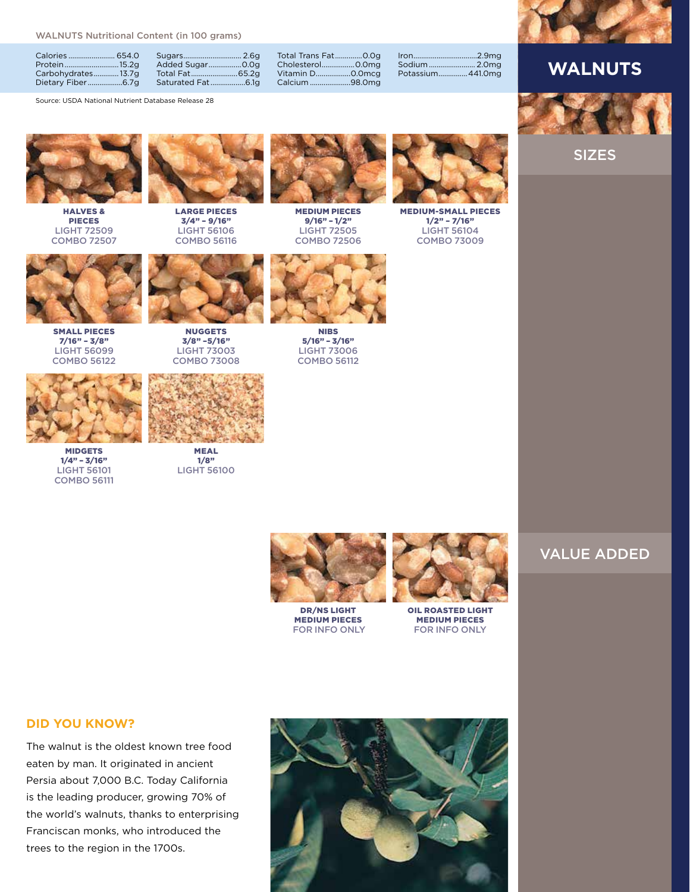# WALNUTS

WALNUTS Nutritional Content (in 100 grams)

| | | | |
|---|---|---|---|
| Calories 654.0 | Sugars 2.6g | Total Trans Fat 0.0g | Iron 2.9mg |
| Protein 15.2g | Added Sugar 0.0g | Cholesterol 0.0mg | Sodium 2.0mg |
| Carbohydrates 13.7g | Total Fat 65.2g | Vitamin D 0.0mcg | Potassium 441.0mg |
| Dietary Fiber 6.7g | Saturated Fat 6.1g | Calcium 98.0mg | |

Source: USDA National Nutrient Database Release 28

## SIZES

**HALVES & PIECES**
LIGHT 72509
COMBO 72507

**LARGE PIECES 3/4" – 9/16"**
LIGHT 56106
COMBO 56116

**MEDIUM PIECES 9/16" – 1/2"**
LIGHT 72505
COMBO 72506

**MEDIUM-SMALL PIECES 1/2" – 7/16"**
LIGHT 56104
COMBO 73009

**SMALL PIECES 7/16" – 3/8"**
LIGHT 56099
COMBO 56122

**NUGGETS 3/8" –5/16"**
LIGHT 73003
COMBO 73008

**NIBS 5/16" – 3/16"**
LIGHT 73006
COMBO 56112

**MIDGETS 1/4" – 3/16"**
LIGHT 56101
COMBO 56111

**MEAL 1/8"**
LIGHT 56100

## VALUE ADDED

**DR/NS LIGHT MEDIUM PIECES**
FOR INFO ONLY

**OIL ROASTED LIGHT MEDIUM PIECES**
FOR INFO ONLY

## DID YOU KNOW?

The walnut is the oldest known tree food eaten by man. It originated in ancient Persia about 7,000 B.C. Today California is the leading producer, growing 70% of the world's walnuts, thanks to enterprising Franciscan monks, who introduced the trees to the region in the 1700s.